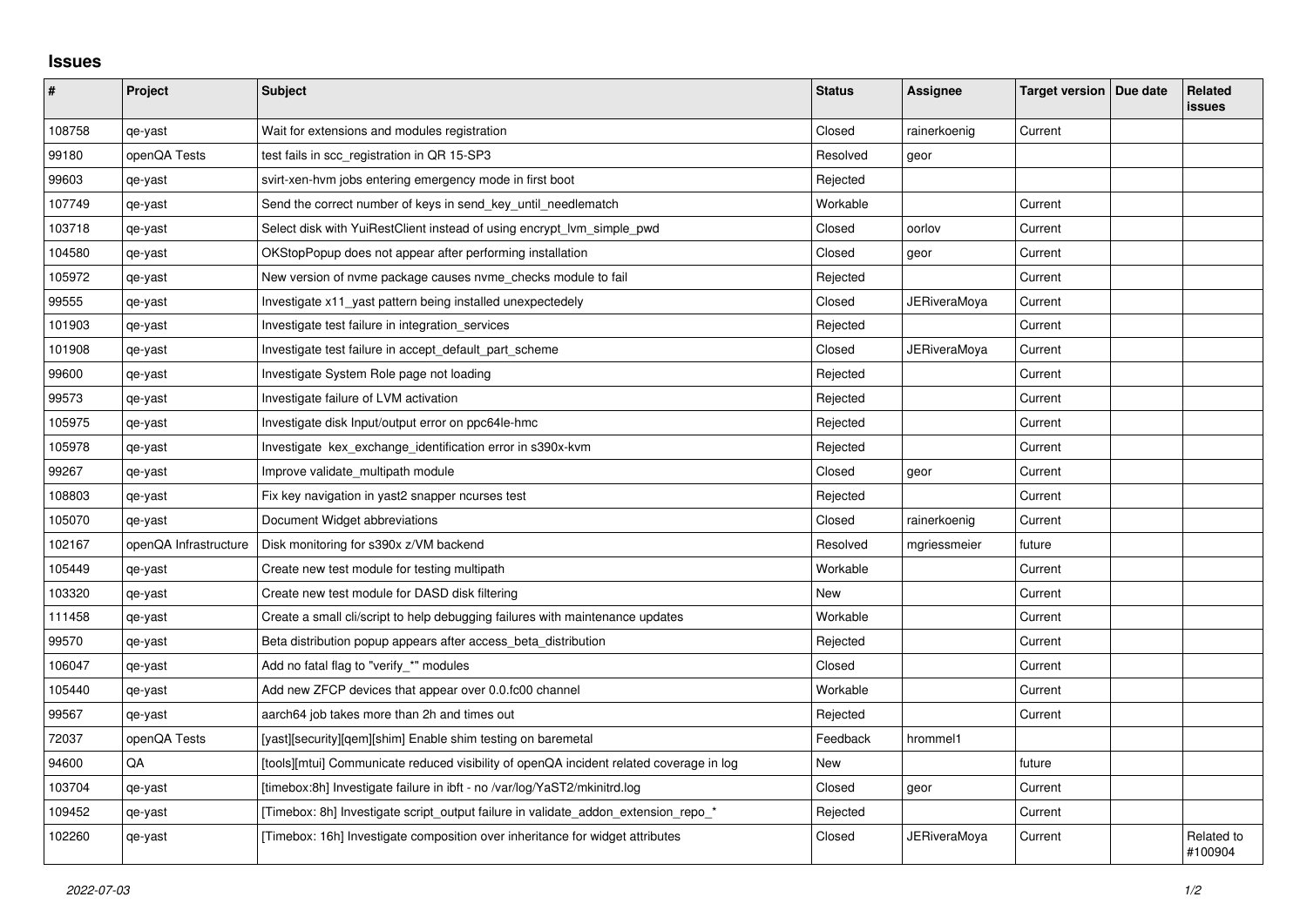## Issues

| # | Project | Subject | Status | Assignee | Target version | Due date | Related issues |
|---|---|---|---|---|---|---|---|
| 108758 | qe-yast | Wait for extensions and modules registration | Closed | rainerkoenig | Current | | |
| 99180 | openQA Tests | test fails in scc_registration in QR 15-SP3 | Resolved | geor | | | |
| 99603 | qe-yast | svirt-xen-hvm jobs entering emergency mode in first boot | Rejected | | | | |
| 107749 | qe-yast | Send the correct number of keys in send_key_until_needlematch | Workable | | Current | | |
| 103718 | qe-yast | Select disk with YuiRestClient instead of using encrypt_lvm_simple_pwd | Closed | oorlov | Current | | |
| 104580 | qe-yast | OKStopPopup does not appear after performing installation | Closed | geor | Current | | |
| 105972 | qe-yast | New version of nvme package causes nvme_checks module to fail | Rejected | | Current | | |
| 99555 | qe-yast | Investigate x11_yast pattern being installed unexpectedely | Closed | JERiveraMoya | Current | | |
| 101903 | qe-yast | Investigate test failure in integration_services | Rejected | | Current | | |
| 101908 | qe-yast | Investigate test failure in accept_default_part_scheme | Closed | JERiveraMoya | Current | | |
| 99600 | qe-yast | Investigate System Role page not loading | Rejected | | Current | | |
| 99573 | qe-yast | Investigate failure of LVM activation | Rejected | | Current | | |
| 105975 | qe-yast | Investigate disk Input/output error on ppc64le-hmc | Rejected | | Current | | |
| 105978 | qe-yast | Investigate kex_exchange_identification error in s390x-kvm | Rejected | | Current | | |
| 99267 | qe-yast | Improve validate_multipath module | Closed | geor | Current | | |
| 108803 | qe-yast | Fix key navigation in yast2 snapper ncurses test | Rejected | | Current | | |
| 105070 | qe-yast | Document Widget abbreviations | Closed | rainerkoenig | Current | | |
| 102167 | openQA Infrastructure | Disk monitoring for s390x z/VM backend | Resolved | mgriessmeier | future | | |
| 105449 | qe-yast | Create new test module for testing multipath | Workable | | Current | | |
| 103320 | qe-yast | Create new test module for DASD disk filtering | New | | Current | | |
| 111458 | qe-yast | Create a small cli/script to help debugging failures with maintenance updates | Workable | | Current | | |
| 99570 | qe-yast | Beta distribution popup appears after access_beta_distribution | Rejected | | Current | | |
| 106047 | qe-yast | Add no fatal flag to "verify_*" modules | Closed | | Current | | |
| 105440 | qe-yast | Add new ZFCP devices that appear over 0.0.fc00 channel | Workable | | Current | | |
| 99567 | qe-yast | aarch64 job takes more than 2h and times out | Rejected | | Current | | |
| 72037 | openQA Tests | [yast][security][qem][shim] Enable shim testing on baremetal | Feedback | hrommel1 | | | |
| 94600 | QA | [tools][mtui] Communicate reduced visibility of openQA incident related coverage in log | New | | future | | |
| 103704 | qe-yast | [timebox:8h] Investigate failure in ibft - no /var/log/YaST2/mkinitrd.log | Closed | geor | Current | | |
| 109452 | qe-yast | [Timebox: 8h] Investigate script_output failure in validate_addon_extension_repo_* | Rejected | | Current | | |
| 102260 | qe-yast | [Timebox: 16h] Investigate composition over inheritance for widget attributes | Closed | JERiveraMoya | Current | | Related to #100904 |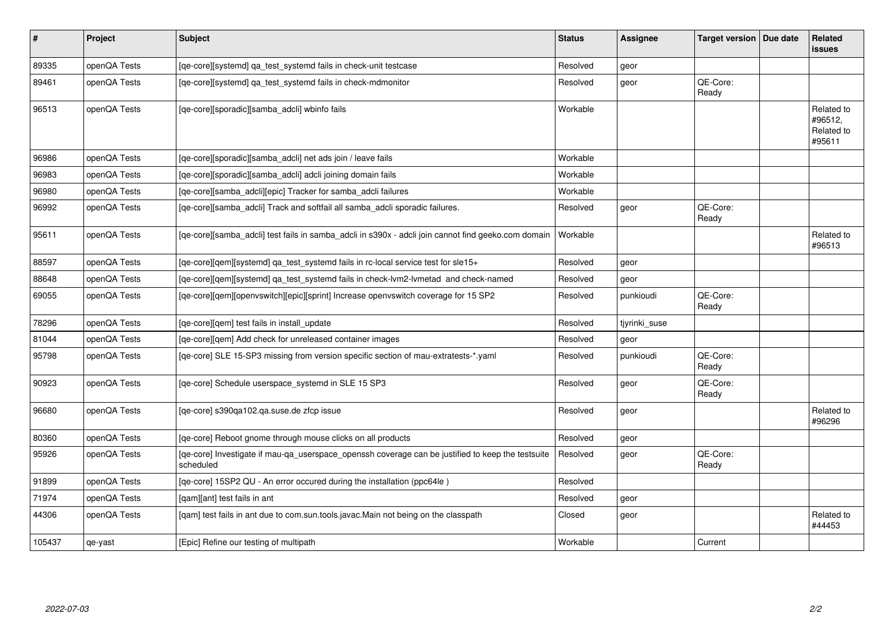| # | Project | Subject | Status | Assignee | Target version | Due date | Related issues |
|---|---|---|---|---|---|---|---|
| 89335 | openQA Tests | [qe-core][systemd] qa_test_systemd fails in check-unit testcase | Resolved | geor | | | |
| 89461 | openQA Tests | [qe-core][systemd] qa_test_systemd fails in check-mdmonitor | Resolved | geor | QE-Core: Ready | | |
| 96513 | openQA Tests | [qe-core][sporadic][samba_adcli] wbinfo fails | Workable | | | | Related to #96512, Related to #95611 |
| 96986 | openQA Tests | [qe-core][sporadic][samba_adcli] net ads join / leave fails | Workable | | | | |
| 96983 | openQA Tests | [qe-core][sporadic][samba_adcli] adcli joining domain fails | Workable | | | | |
| 96980 | openQA Tests | [qe-core][samba_adcli][epic] Tracker for samba_adcli failures | Workable | | | | |
| 96992 | openQA Tests | [qe-core][samba_adcli] Track and softfail all samba_adcli sporadic failures. | Resolved | geor | QE-Core: Ready | | |
| 95611 | openQA Tests | [qe-core][samba_adcli] test fails in samba_adcli in s390x - adcli join cannot find geeko.com domain | Workable | | | | Related to #96513 |
| 88597 | openQA Tests | [qe-core][qem][systemd] qa_test_systemd fails in rc-local service test for sle15+ | Resolved | geor | | | |
| 88648 | openQA Tests | [qe-core][qem][systemd] qa_test_systemd fails in check-lvm2-lvmetad and check-named | Resolved | geor | | | |
| 69055 | openQA Tests | [qe-core][qem][openvswitch][epic][sprint] Increase openvswitch coverage for 15 SP2 | Resolved | punkioudi | QE-Core: Ready | | |
| 78296 | openQA Tests | [qe-core][qem] test fails in install_update | Resolved | tjyrinki_suse | | | |
| 81044 | openQA Tests | [qe-core][qem] Add check for unreleased container images | Resolved | geor | | | |
| 95798 | openQA Tests | [qe-core] SLE 15-SP3 missing from version specific section of mau-extratests-*.yaml | Resolved | punkioudi | QE-Core: Ready | | |
| 90923 | openQA Tests | [qe-core] Schedule userspace_systemd in SLE 15 SP3 | Resolved | geor | QE-Core: Ready | | |
| 96680 | openQA Tests | [qe-core] s390qa102.qa.suse.de zfcp issue | Resolved | geor | | | Related to #96296 |
| 80360 | openQA Tests | [qe-core] Reboot gnome through mouse clicks on all products | Resolved | geor | | | |
| 95926 | openQA Tests | [qe-core] Investigate if mau-qa_userspace_openssh coverage can be justified to keep the testsuite scheduled | Resolved | geor | QE-Core: Ready | | |
| 91899 | openQA Tests | [qe-core] 15SP2 QU - An error occured during the installation (ppc64le ) | Resolved | | | | |
| 71974 | openQA Tests | [qam][ant] test fails in ant | Resolved | geor | | | |
| 44306 | openQA Tests | [qam] test fails in ant due to com.sun.tools.javac.Main not being on the classpath | Closed | geor | | | Related to #44453 |
| 105437 | qe-yast | [Epic] Refine our testing of multipath | Workable | | Current | | |